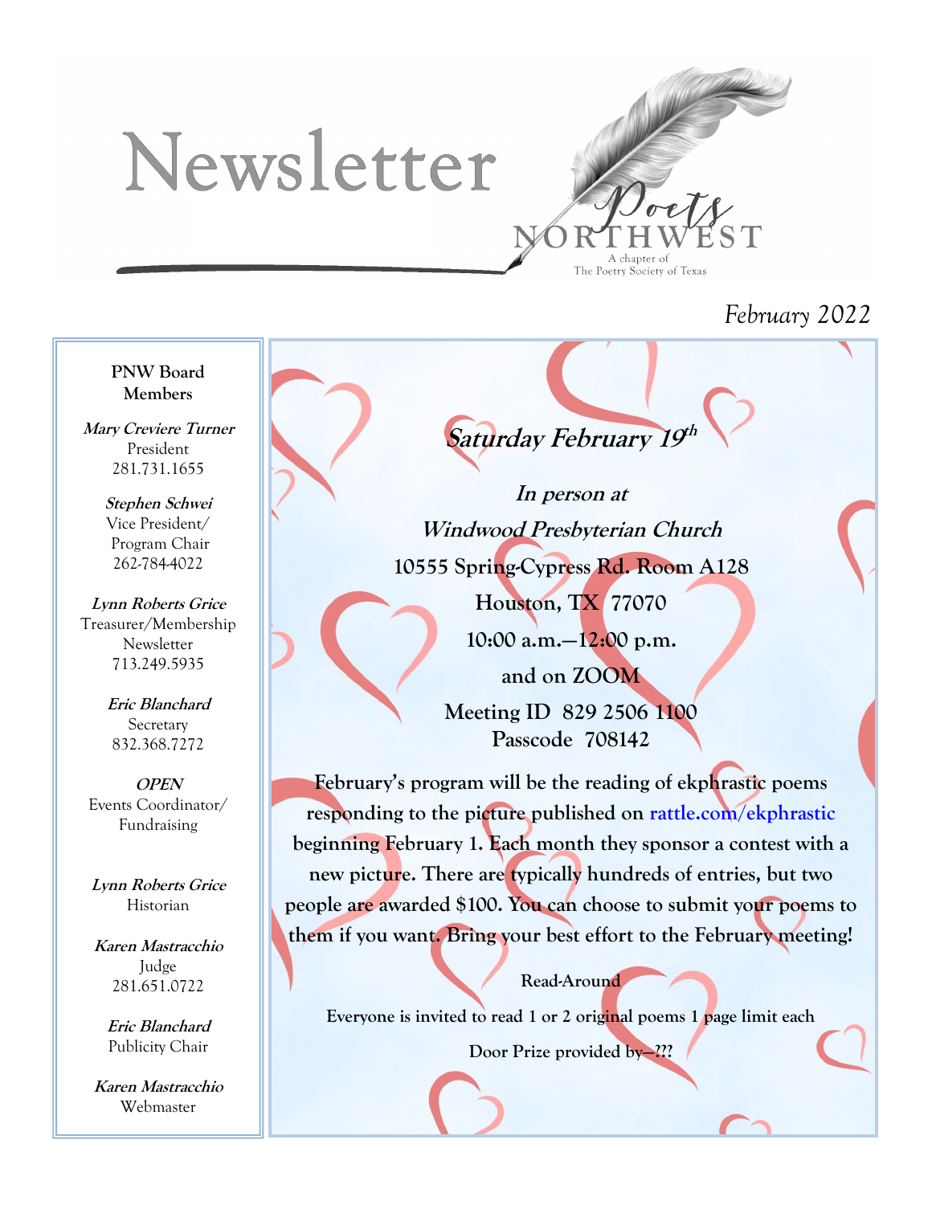# Newsletter

Poets NORTHWEST
A chapter of
The Poetry Society of Texas

*February 2022*

**PNW Board Members**

***Mary Creviere Turner***
President
281.731.1655

***Stephen Schwei***
Vice President/
Program Chair
262-784-4022

***Lynn Roberts Grice***
Treasurer/Membership
Newsletter
713.249.5935

***Eric Blanchard***
Secretary
832.368.7272

***OPEN***
Events Coordinator/
Fundraising

***Lynn Roberts Grice***
Historian

***Karen Mastracchio***
Judge
281.651.0722

***Eric Blanchard***
Publicity Chair

***Karen Mastracchio***
Webmaster

## *Saturday February 19th*

***In person at***
***Windwood Presbyterian Church***
**10555 Spring-Cypress Rd. Room A128**
**Houston, TX 77070**
**10:00 a.m.—12:00 p.m.**
**and on ZOOM**
**Meeting ID 829 2506 1100**
**Passcode 708142**

**February's program will be the reading of ekphrastic poems responding to the picture published on rattle.com/ekphrastic beginning February 1. Each month they sponsor a contest with a new picture. There are typically hundreds of entries, but two people are awarded $100. You can choose to submit your poems to them if you want. Bring your best effort to the February meeting!**

**Read-Around**

**Everyone is invited to read 1 or 2 original poems 1 page limit each**

**Door Prize provided by—???**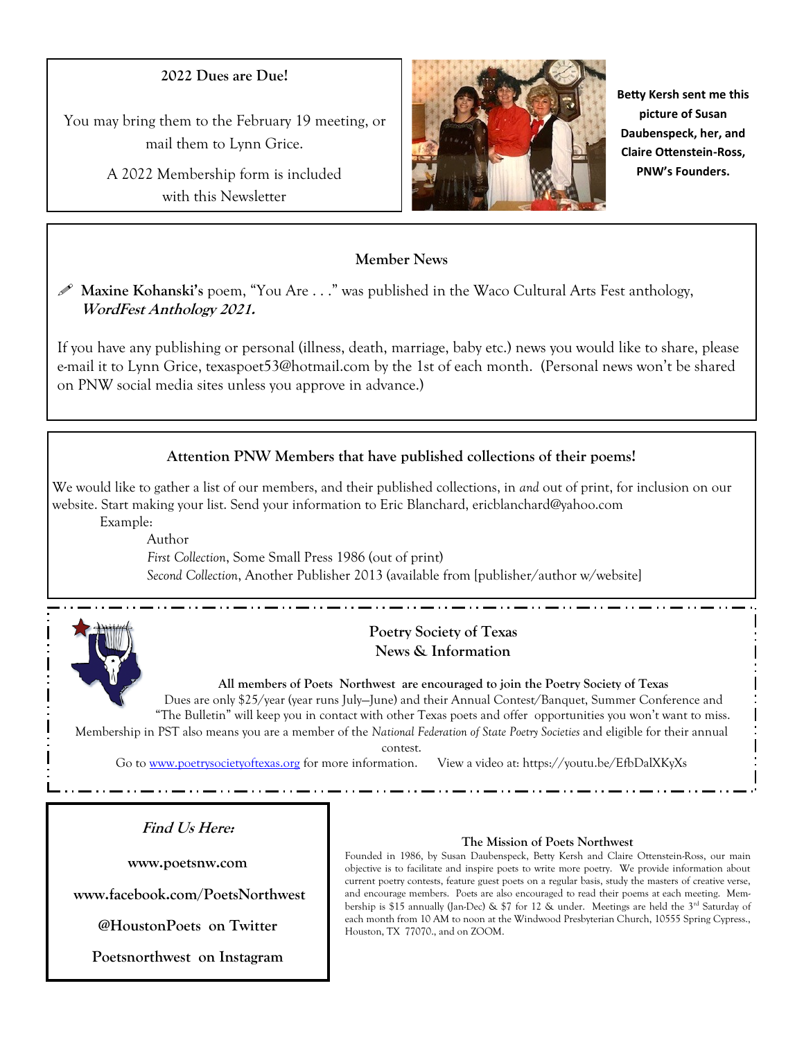**2022 Dues are Due!**

You may bring them to the February 19 meeting, or mail them to Lynn Grice.

A 2022 Membership form is included with this Newsletter

**Betty Kersh sent me this picture of Susan Daubenspeck, her, and Claire Ottenstein-Ross, PNW's Founders.**

## Member News

✏ **Maxine Kohanski's** poem, "You Are . . ." was published in the Waco Cultural Arts Fest anthology, ***WordFest Anthology 2021.***

If you have any publishing or personal (illness, death, marriage, baby etc.) news you would like to share, please e-mail it to Lynn Grice, texaspoet53@hotmail.com by the 1st of each month. (Personal news won't be shared on PNW social media sites unless you approve in advance.)

## Attention PNW Members that have published collections of their poems!

We would like to gather a list of our members, and their published collections, in *and* out of print, for inclusion on our website. Start making your list. Send your information to Eric Blanchard, ericblanchard@yahoo.com

Example:

Author
*First Collection*, Some Small Press 1986 (out of print)
*Second Collection*, Another Publisher 2013 (available from [publisher/author w/website]

## Poetry Society of Texas News & Information

**All members of Poets Northwest are encouraged to join the Poetry Society of Texas**

Dues are only $25/year (year runs July—June) and their Annual Contest/Banquet, Summer Conference and "The Bulletin" will keep you in contact with other Texas poets and offer opportunities you won't want to miss. Membership in PST also means you are a member of the *National Federation of State Poetry Societies* and eligible for their annual contest.

Go to www.poetrysocietyoftexas.org for more information. View a video at: https://youtu.be/EfbDalXKyXs

***Find Us Here:***

**www.poetsnw.com**

**www.facebook.com/PoetsNorthwest**

**@HoustonPoets on Twitter**

**Poetsnorthwest on Instagram**

**The Mission of Poets Northwest**

Founded in 1986, by Susan Daubenspeck, Betty Kersh and Claire Ottenstein-Ross, our main objective is to facilitate and inspire poets to write more poetry. We provide information about current poetry contests, feature guest poets on a regular basis, study the masters of creative verse, and encourage members. Poets are also encouraged to read their poems at each meeting. Membership is $15 annually (Jan-Dec) & $7 for 12 & under. Meetings are held the 3rd Saturday of each month from 10 AM to noon at the Windwood Presbyterian Church, 10555 Spring Cypress., Houston, TX 77070., and on ZOOM.